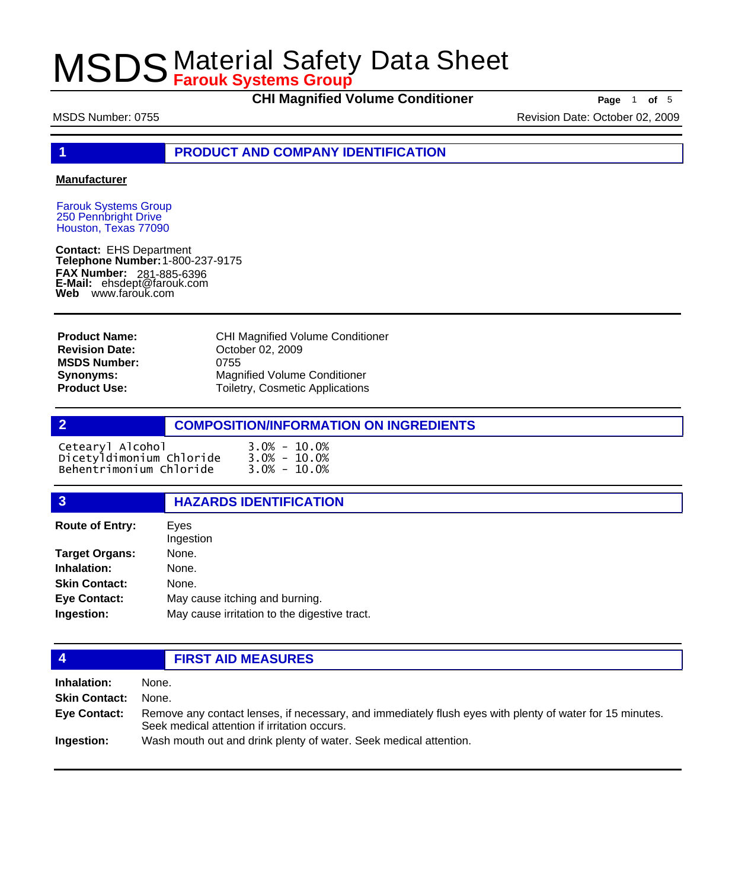# MSDS Material Safety Data Sheet
**Farouk Systems Group**

**CHI Magnified Volume Conditioner**

MSDS Number: 0755 Revision Date: October 02, 2009

## 1 PRODUCT AND COMPANY IDENTIFICATION

**Manufacturer**

Farouk Systems Group
250 Pennbright Drive
Houston, Texas 77090

**Contact:** EHS Department
**Telephone Number:** 1-800-237-9175
**FAX Number:** 281-885-6396
**E-Mail:** ehsdept@farouk.com
**Web** www.farouk.com

| | |
|---|---|
| **Product Name:** | CHI Magnified Volume Conditioner |
| **Revision Date:** | October 02, 2009 |
| **MSDS Number:** | 0755 |
| **Synonyms:** | Magnified Volume Conditioner |
| **Product Use:** | Toiletry, Cosmetic Applications |

## 2 COMPOSITION/INFORMATION ON INGREDIENTS

| | |
|---|---|
| Cetearyl Alcohol | 3.0% - 10.0% |
| Dicetyldimonium Chloride | 3.0% - 10.0% |
| Behentrimonium Chloride | 3.0% - 10.0% |

## 3 HAZARDS IDENTIFICATION

| | |
|---|---|
| **Route of Entry:** | Eyes<br>Ingestion |
| **Target Organs:** | None. |
| **Inhalation:** | None. |
| **Skin Contact:** | None. |
| **Eye Contact:** | May cause itching and burning. |
| **Ingestion:** | May cause irritation to the digestive tract. |

## 4 FIRST AID MEASURES

| | |
|---|---|
| **Inhalation:** | None. |
| **Skin Contact:** | None. |
| **Eye Contact:** | Remove any contact lenses, if necessary, and immediately flush eyes with plenty of water for 15 minutes. Seek medical attention if irritation occurs. |
| **Ingestion:** | Wash mouth out and drink plenty of water. Seek medical attention. |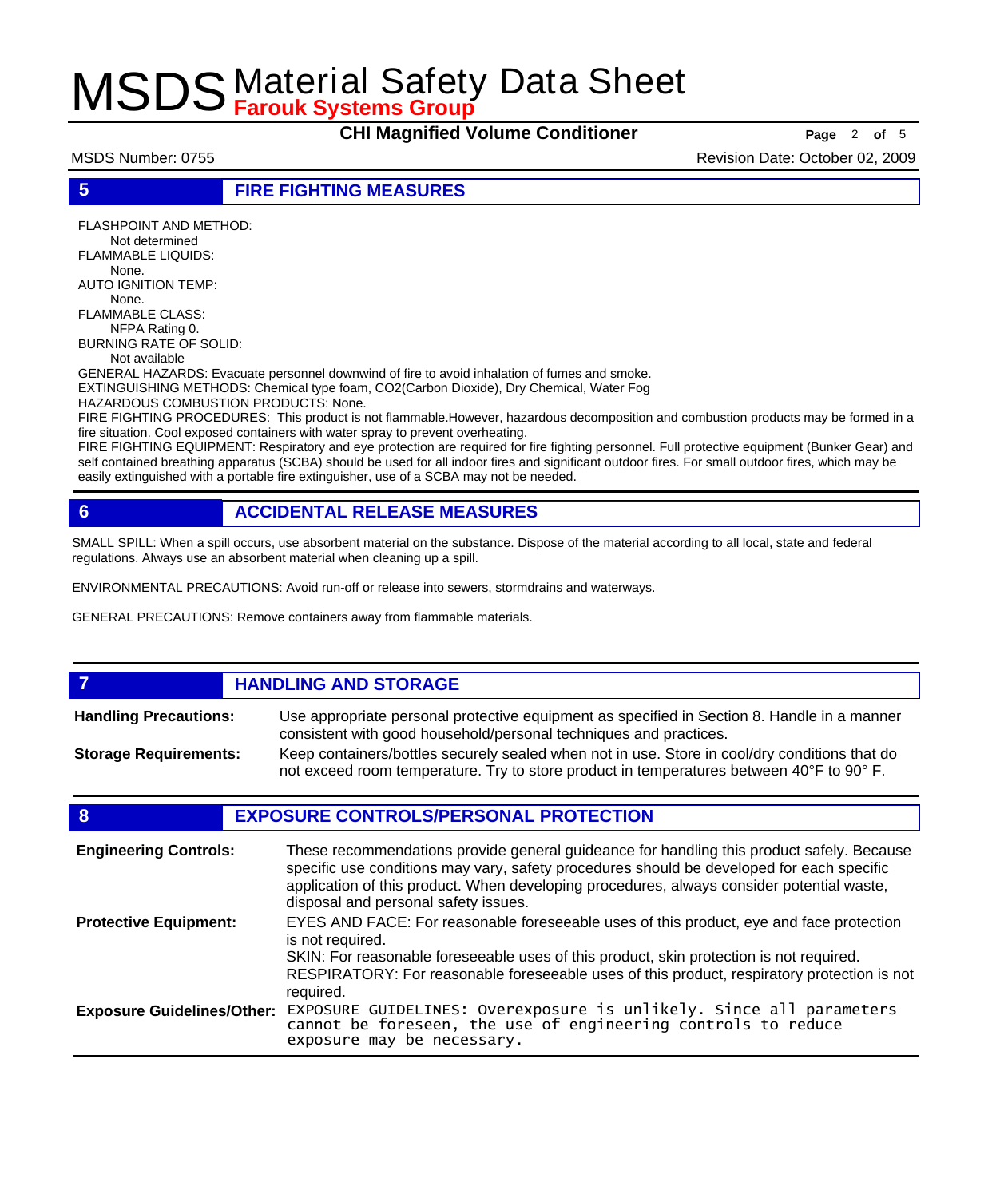## 5 FIRE FIGHTING MEASURES

FLASHPOINT AND METHOD:
Not determined

FLAMMABLE LIQUIDS:
None.

AUTO IGNITION TEMP:
None.

FLAMMABLE CLASS:
NFPA Rating 0.

BURNING RATE OF SOLID:
Not available

GENERAL HAZARDS: Evacuate personnel downwind of fire to avoid inhalation of fumes and smoke.

EXTINGUISHING METHODS: Chemical type foam, CO2(Carbon Dioxide), Dry Chemical, Water Fog

HAZARDOUS COMBUSTION PRODUCTS: None.

FIRE FIGHTING PROCEDURES: This product is not flammable.However, hazardous decomposition and combustion products may be formed in a fire situation. Cool exposed containers with water spray to prevent overheating.

FIRE FIGHTING EQUIPMENT: Respiratory and eye protection are required for fire fighting personnel. Full protective equipment (Bunker Gear) and self contained breathing apparatus (SCBA) should be used for all indoor fires and significant outdoor fires. For small outdoor fires, which may be easily extinguished with a portable fire extinguisher, use of a SCBA may not be needed.

## 6 ACCIDENTAL RELEASE MEASURES

SMALL SPILL: When a spill occurs, use absorbent material on the substance. Dispose of the material according to all local, state and federal regulations. Always use an absorbent material when cleaning up a spill.

ENVIRONMENTAL PRECAUTIONS: Avoid run-off or release into sewers, stormdrains and waterways.

GENERAL PRECAUTIONS: Remove containers away from flammable materials.

## 7 HANDLING AND STORAGE

**Handling Precautions:** Use appropriate personal protective equipment as specified in Section 8. Handle in a manner consistent with good household/personal techniques and practices.

**Storage Requirements:** Keep containers/bottles securely sealed when not in use. Store in cool/dry conditions that do not exceed room temperature. Try to store product in temperatures between 40°F to 90° F.

## 8 EXPOSURE CONTROLS/PERSONAL PROTECTION

**Engineering Controls:** These recommendations provide general guideance for handling this product safely. Because specific use conditions may vary, safety procedures should be developed for each specific application of this product. When developing procedures, always consider potential waste, disposal and personal safety issues.

**Protective Equipment:** EYES AND FACE: For reasonable foreseeable uses of this product, eye and face protection is not required.
SKIN: For reasonable foreseeable uses of this product, skin protection is not required.
RESPIRATORY: For reasonable foreseeable uses of this product, respiratory protection is not required.

**Exposure Guidelines/Other:** EXPOSURE GUIDELINES: Overexposure is unlikely. Since all parameters cannot be foreseen, the use of engineering controls to reduce exposure may be necessary.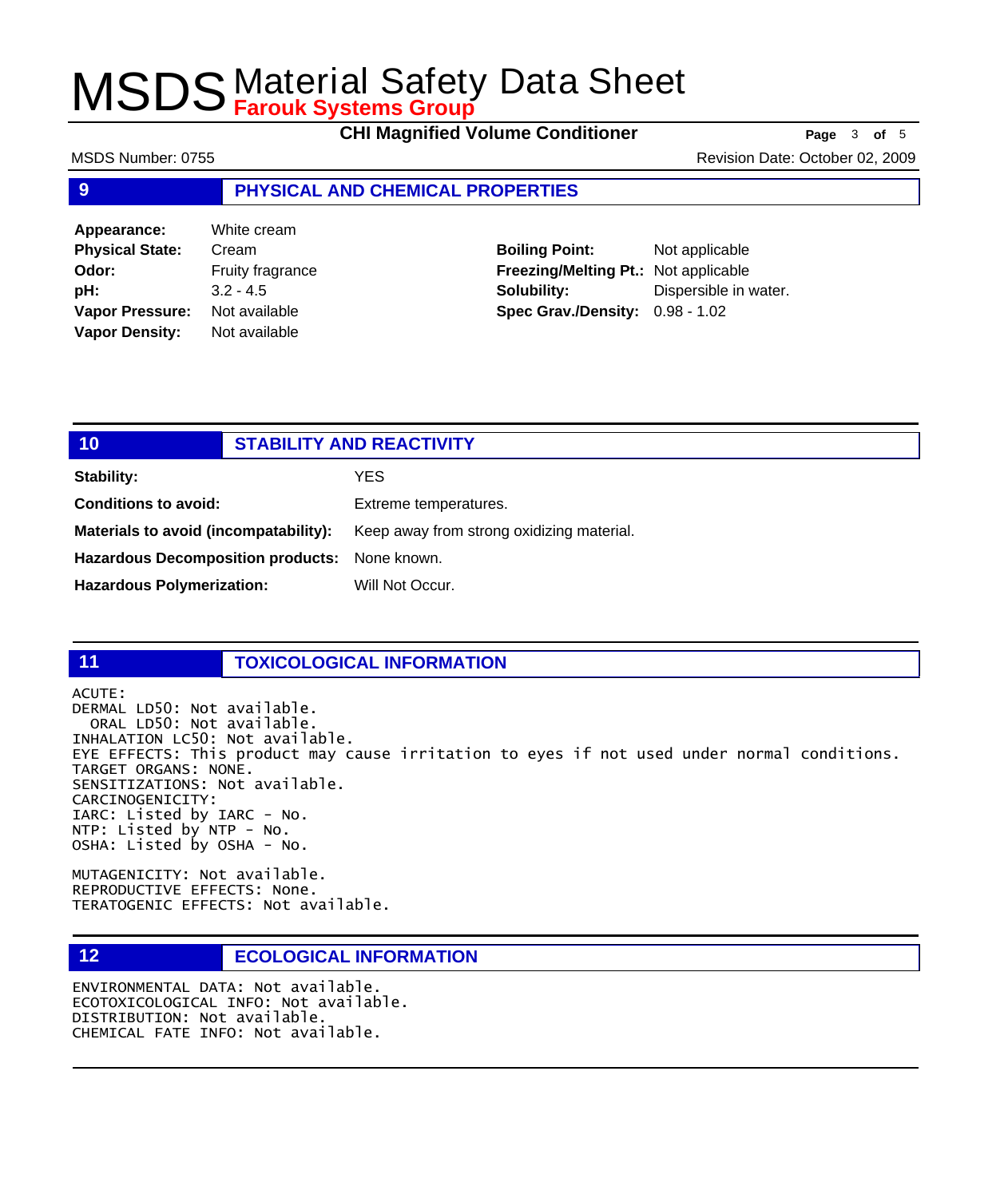## 9 PHYSICAL AND CHEMICAL PROPERTIES

| | | | |
|---|---|---|---|
| **Appearance:** | White cream | | |
| **Physical State:** | Cream | **Boiling Point:** | Not applicable |
| **Odor:** | Fruity fragrance | **Freezing/Melting Pt.:** | Not applicable |
| **pH:** | 3.2 - 4.5 | **Solubility:** | Dispersible in water. |
| **Vapor Pressure:** | Not available | **Spec Grav./Density:** | 0.98 - 1.02 |
| **Vapor Density:** | Not available | | |

## 10 STABILITY AND REACTIVITY

**Stability:** YES

**Conditions to avoid:** Extreme temperatures.

**Materials to avoid (incompatability):** Keep away from strong oxidizing material.

**Hazardous Decomposition products:** None known.

**Hazardous Polymerization:** Will Not Occur.

## 11 TOXICOLOGICAL INFORMATION

ACUTE:
DERMAL LD50: Not available.
ORAL LD50: Not available.
INHALATION LC50: Not available.
EYE EFFECTS: This product may cause irritation to eyes if not used under normal conditions.
TARGET ORGANS: NONE.
SENSITIZATIONS: Not available.
CARCINOGENICITY:
IARC: Listed by IARC - No.
NTP: Listed by NTP - No.
OSHA: Listed by OSHA - No.

MUTAGENICITY: Not available.
REPRODUCTIVE EFFECTS: None.
TERATOGENIC EFFECTS: Not available.

## 12 ECOLOGICAL INFORMATION

ENVIRONMENTAL DATA: Not available.
ECOTOXICOLOGICAL INFO: Not available.
DISTRIBUTION: Not available.
CHEMICAL FATE INFO: Not available.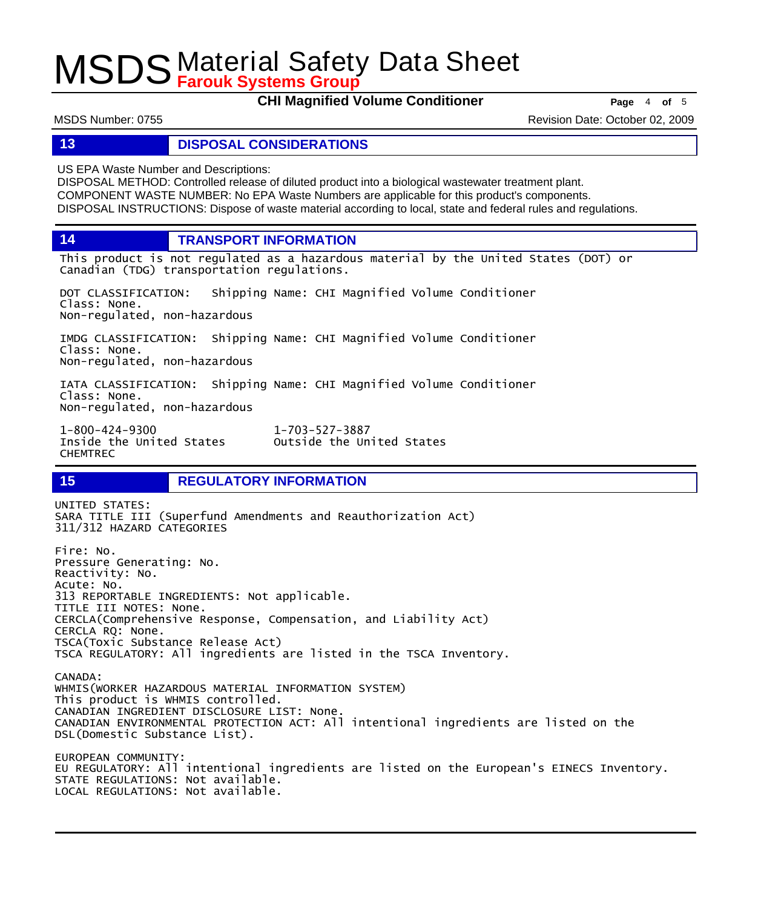## 13 DISPOSAL CONSIDERATIONS

US EPA Waste Number and Descriptions:
DISPOSAL METHOD: Controlled release of diluted product into a biological wastewater treatment plant.
COMPONENT WASTE NUMBER: No EPA Waste Numbers are applicable for this product's components.
DISPOSAL INSTRUCTIONS: Dispose of waste material according to local, state and federal rules and regulations.

## 14 TRANSPORT INFORMATION

This product is not regulated as a hazardous material by the United States (DOT) or Canadian (TDG) transportation regulations.

DOT CLASSIFICATION: Shipping Name: CHI Magnified Volume Conditioner
Class: None.
Non-regulated, non-hazardous

IMDG CLASSIFICATION: Shipping Name: CHI Magnified Volume Conditioner
Class: None.
Non-regulated, non-hazardous

IATA CLASSIFICATION: Shipping Name: CHI Magnified Volume Conditioner
Class: None.
Non-regulated, non-hazardous

1-800-424-9300 Inside the United States
1-703-527-3887 Outside the United States
CHEMTREC

## 15 REGULATORY INFORMATION

UNITED STATES:
SARA TITLE III (Superfund Amendments and Reauthorization Act)
311/312 HAZARD CATEGORIES

Fire: No.
Pressure Generating: No.
Reactivity: No.
Acute: No.
313 REPORTABLE INGREDIENTS: Not applicable.
TITLE III NOTES: None.
CERCLA(Comprehensive Response, Compensation, and Liability Act)
CERCLA RQ: None.
TSCA(Toxic Substance Release Act)
TSCA REGULATORY: All ingredients are listed in the TSCA Inventory.

CANADA:
WHMIS(WORKER HAZARDOUS MATERIAL INFORMATION SYSTEM)
This product is WHMIS controlled.
CANADIAN INGREDIENT DISCLOSURE LIST: None.
CANADIAN ENVIRONMENTAL PROTECTION ACT: All intentional ingredients are listed on the DSL(Domestic Substance List).

EUROPEAN COMMUNITY:
EU REGULATORY: All intentional ingredients are listed on the European's EINECS Inventory.
STATE REGULATIONS: Not available.
LOCAL REGULATIONS: Not available.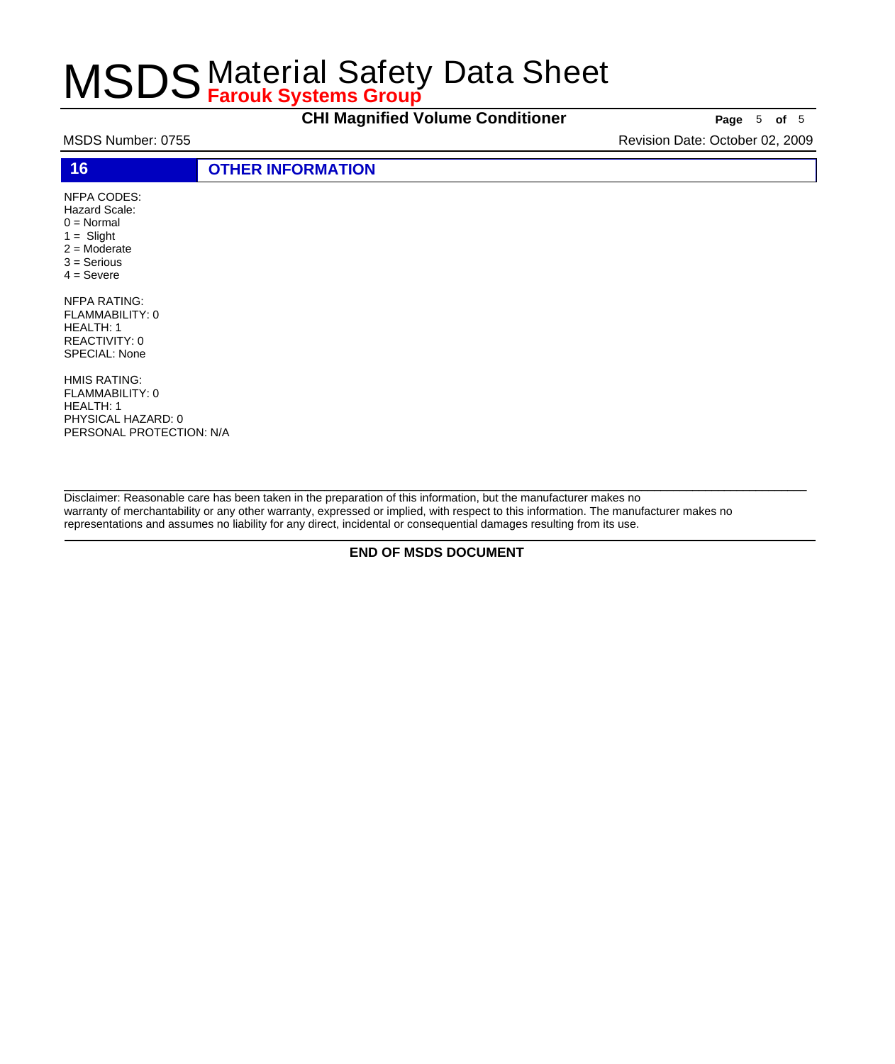## 16 OTHER INFORMATION

NFPA CODES:
Hazard Scale:
0 = Normal
1 = Slight
2 = Moderate
3 = Serious
4 = Severe

NFPA RATING:
FLAMMABILITY: 0
HEALTH: 1
REACTIVITY: 0
SPECIAL: None

HMIS RATING:
FLAMMABILITY: 0
HEALTH: 1
PHYSICAL HAZARD: 0
PERSONAL PROTECTION: N/A

---

Disclaimer: Reasonable care has been taken in the preparation of this information, but the manufacturer makes no warranty of merchantability or any other warranty, expressed or implied, with respect to this information. The manufacturer makes no representations and assumes no liability for any direct, incidental or consequential damages resulting from its use.

---

**END OF MSDS DOCUMENT**